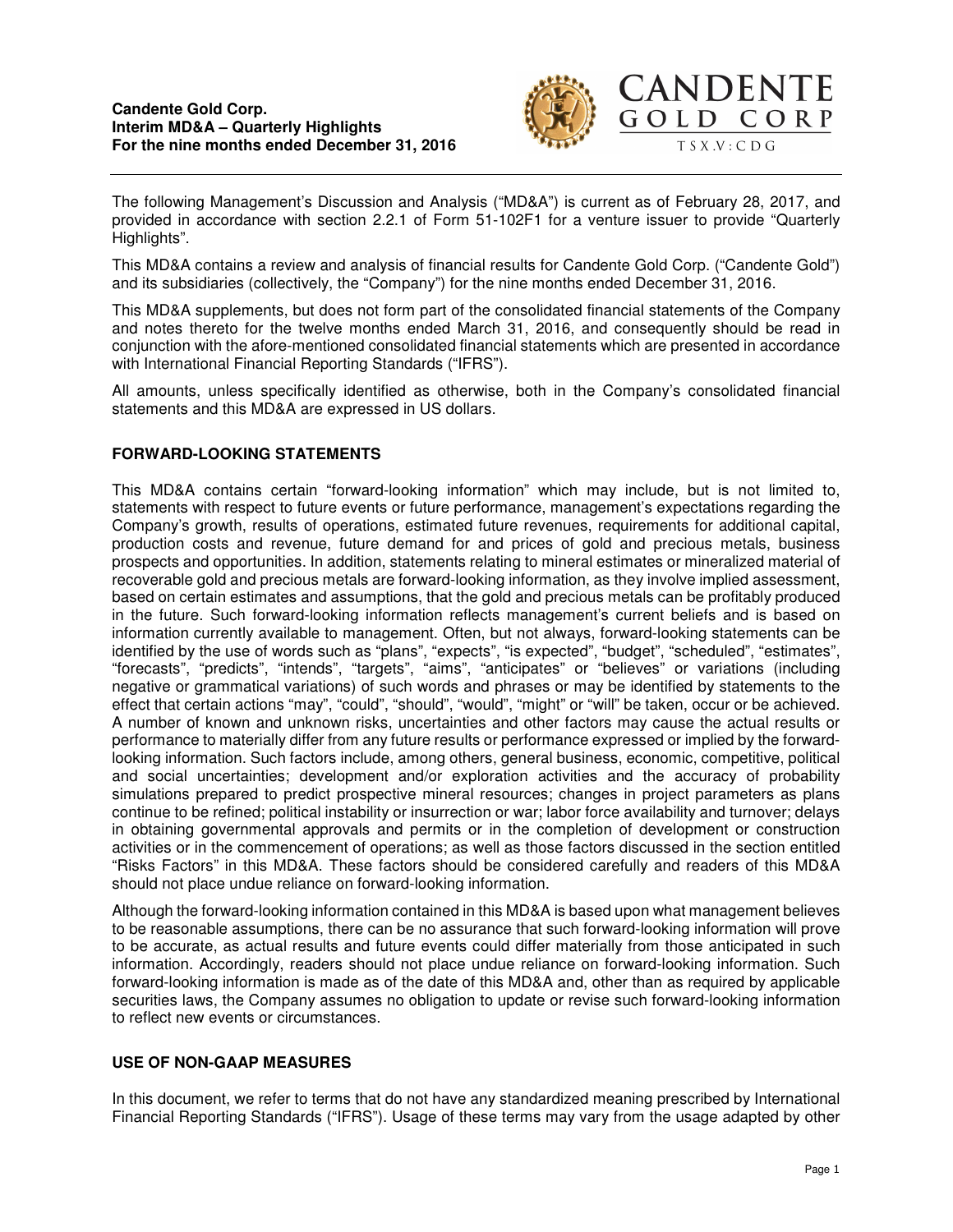**Candente Gold Corp.**
**Interim MD&A – Quarterly Highlights**
**For the nine months ended December 31, 2016**

CANDENTE GOLD CORP
TSX.V:CDG

The following Management's Discussion and Analysis ("MD&A") is current as of February 28, 2017, and provided in accordance with section 2.2.1 of Form 51-102F1 for a venture issuer to provide "Quarterly Highlights".

This MD&A contains a review and analysis of financial results for Candente Gold Corp. ("Candente Gold") and its subsidiaries (collectively, the "Company") for the nine months ended December 31, 2016.

This MD&A supplements, but does not form part of the consolidated financial statements of the Company and notes thereto for the twelve months ended March 31, 2016, and consequently should be read in conjunction with the afore-mentioned consolidated financial statements which are presented in accordance with International Financial Reporting Standards ("IFRS").

All amounts, unless specifically identified as otherwise, both in the Company's consolidated financial statements and this MD&A are expressed in US dollars.

## FORWARD-LOOKING STATEMENTS

This MD&A contains certain "forward-looking information" which may include, but is not limited to, statements with respect to future events or future performance, management's expectations regarding the Company's growth, results of operations, estimated future revenues, requirements for additional capital, production costs and revenue, future demand for and prices of gold and precious metals, business prospects and opportunities. In addition, statements relating to mineral estimates or mineralized material of recoverable gold and precious metals are forward-looking information, as they involve implied assessment, based on certain estimates and assumptions, that the gold and precious metals can be profitably produced in the future. Such forward-looking information reflects management's current beliefs and is based on information currently available to management. Often, but not always, forward-looking statements can be identified by the use of words such as "plans", "expects", "is expected", "budget", "scheduled", "estimates", "forecasts", "predicts", "intends", "targets", "aims", "anticipates" or "believes" or variations (including negative or grammatical variations) of such words and phrases or may be identified by statements to the effect that certain actions "may", "could", "should", "would", "might" or "will" be taken, occur or be achieved. A number of known and unknown risks, uncertainties and other factors may cause the actual results or performance to materially differ from any future results or performance expressed or implied by the forward-looking information. Such factors include, among others, general business, economic, competitive, political and social uncertainties; development and/or exploration activities and the accuracy of probability simulations prepared to predict prospective mineral resources; changes in project parameters as plans continue to be refined; political instability or insurrection or war; labor force availability and turnover; delays in obtaining governmental approvals and permits or in the completion of development or construction activities or in the commencement of operations; as well as those factors discussed in the section entitled "Risks Factors" in this MD&A. These factors should be considered carefully and readers of this MD&A should not place undue reliance on forward-looking information.

Although the forward-looking information contained in this MD&A is based upon what management believes to be reasonable assumptions, there can be no assurance that such forward-looking information will prove to be accurate, as actual results and future events could differ materially from those anticipated in such information. Accordingly, readers should not place undue reliance on forward-looking information. Such forward-looking information is made as of the date of this MD&A and, other than as required by applicable securities laws, the Company assumes no obligation to update or revise such forward-looking information to reflect new events or circumstances.

## USE OF NON-GAAP MEASURES

In this document, we refer to terms that do not have any standardized meaning prescribed by International Financial Reporting Standards ("IFRS"). Usage of these terms may vary from the usage adapted by other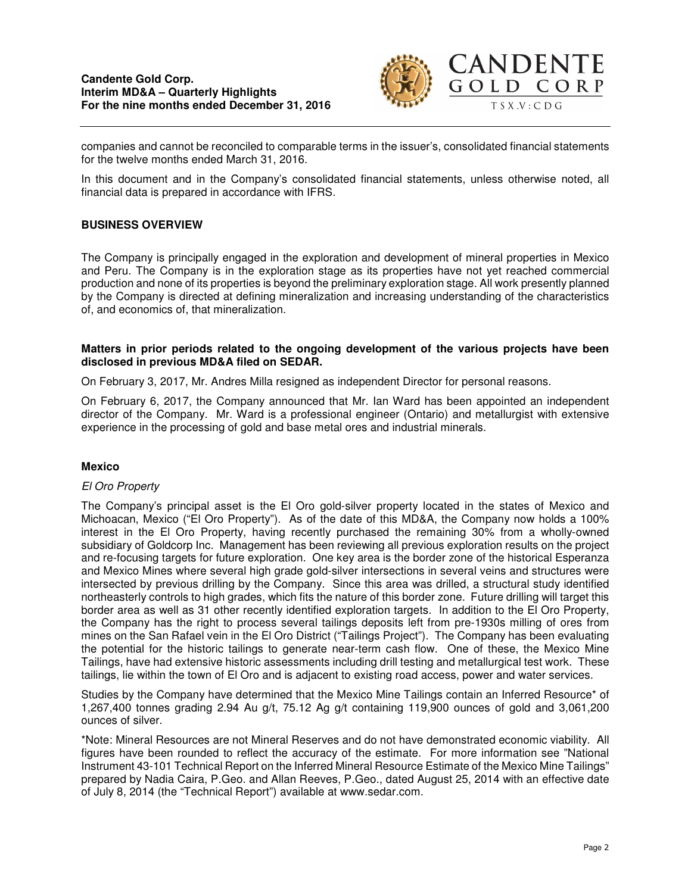companies and cannot be reconciled to comparable terms in the issuer's, consolidated financial statements for the twelve months ended March 31, 2016.

In this document and in the Company's consolidated financial statements, unless otherwise noted, all financial data is prepared in accordance with IFRS.

## BUSINESS OVERVIEW

The Company is principally engaged in the exploration and development of mineral properties in Mexico and Peru. The Company is in the exploration stage as its properties have not yet reached commercial production and none of its properties is beyond the preliminary exploration stage. All work presently planned by the Company is directed at defining mineralization and increasing understanding of the characteristics of, and economics of, that mineralization.

**Matters in prior periods related to the ongoing development of the various projects have been disclosed in previous MD&A filed on SEDAR.**

On February 3, 2017, Mr. Andres Milla resigned as independent Director for personal reasons.

On February 6, 2017, the Company announced that Mr. Ian Ward has been appointed an independent director of the Company. Mr. Ward is a professional engineer (Ontario) and metallurgist with extensive experience in the processing of gold and base metal ores and industrial minerals.

### Mexico

*El Oro Property*

The Company's principal asset is the El Oro gold-silver property located in the states of Mexico and Michoacan, Mexico ("El Oro Property"). As of the date of this MD&A, the Company now holds a 100% interest in the El Oro Property, having recently purchased the remaining 30% from a wholly-owned subsidiary of Goldcorp Inc. Management has been reviewing all previous exploration results on the project and re-focusing targets for future exploration. One key area is the border zone of the historical Esperanza and Mexico Mines where several high grade gold-silver intersections in several veins and structures were intersected by previous drilling by the Company. Since this area was drilled, a structural study identified northeasterly controls to high grades, which fits the nature of this border zone. Future drilling will target this border area as well as 31 other recently identified exploration targets. In addition to the El Oro Property, the Company has the right to process several tailings deposits left from pre-1930s milling of ores from mines on the San Rafael vein in the El Oro District ("Tailings Project"). The Company has been evaluating the potential for the historic tailings to generate near-term cash flow. One of these, the Mexico Mine Tailings, have had extensive historic assessments including drill testing and metallurgical test work. These tailings, lie within the town of El Oro and is adjacent to existing road access, power and water services.

Studies by the Company have determined that the Mexico Mine Tailings contain an Inferred Resource* of 1,267,400 tonnes grading 2.94 Au g/t, 75.12 Ag g/t containing 119,900 ounces of gold and 3,061,200 ounces of silver.

*Note: Mineral Resources are not Mineral Reserves and do not have demonstrated economic viability. All figures have been rounded to reflect the accuracy of the estimate. For more information see "National Instrument 43-101 Technical Report on the Inferred Mineral Resource Estimate of the Mexico Mine Tailings" prepared by Nadia Caira, P.Geo. and Allan Reeves, P.Geo., dated August 25, 2014 with an effective date of July 8, 2014 (the "Technical Report") available at www.sedar.com.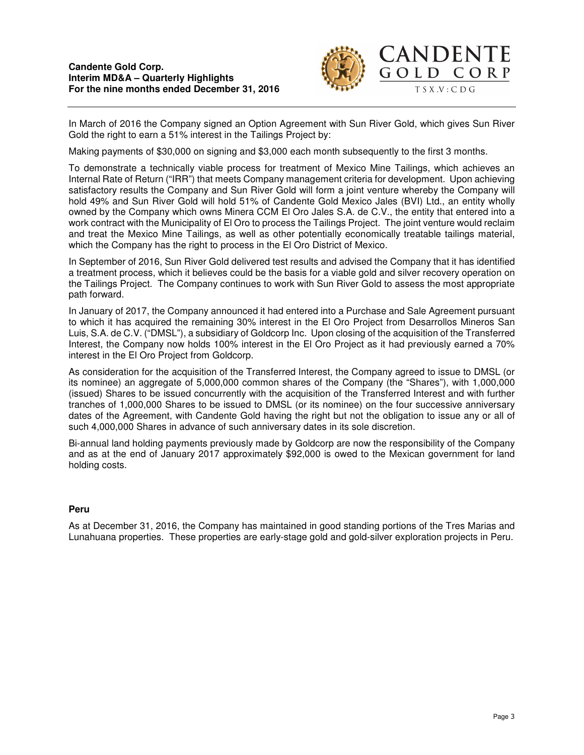In March of 2016 the Company signed an Option Agreement with Sun River Gold, which gives Sun River Gold the right to earn a 51% interest in the Tailings Project by:

Making payments of $30,000 on signing and $3,000 each month subsequently to the first 3 months.

To demonstrate a technically viable process for treatment of Mexico Mine Tailings, which achieves an Internal Rate of Return ("IRR") that meets Company management criteria for development. Upon achieving satisfactory results the Company and Sun River Gold will form a joint venture whereby the Company will hold 49% and Sun River Gold will hold 51% of Candente Gold Mexico Jales (BVI) Ltd., an entity wholly owned by the Company which owns Minera CCM El Oro Jales S.A. de C.V., the entity that entered into a work contract with the Municipality of El Oro to process the Tailings Project. The joint venture would reclaim and treat the Mexico Mine Tailings, as well as other potentially economically treatable tailings material, which the Company has the right to process in the El Oro District of Mexico.

In September of 2016, Sun River Gold delivered test results and advised the Company that it has identified a treatment process, which it believes could be the basis for a viable gold and silver recovery operation on the Tailings Project. The Company continues to work with Sun River Gold to assess the most appropriate path forward.

In January of 2017, the Company announced it had entered into a Purchase and Sale Agreement pursuant to which it has acquired the remaining 30% interest in the El Oro Project from Desarrollos Mineros San Luis, S.A. de C.V. ("DMSL"), a subsidiary of Goldcorp Inc. Upon closing of the acquisition of the Transferred Interest, the Company now holds 100% interest in the El Oro Project as it had previously earned a 70% interest in the El Oro Project from Goldcorp.

As consideration for the acquisition of the Transferred Interest, the Company agreed to issue to DMSL (or its nominee) an aggregate of 5,000,000 common shares of the Company (the "Shares"), with 1,000,000 (issued) Shares to be issued concurrently with the acquisition of the Transferred Interest and with further tranches of 1,000,000 Shares to be issued to DMSL (or its nominee) on the four successive anniversary dates of the Agreement, with Candente Gold having the right but not the obligation to issue any or all of such 4,000,000 Shares in advance of such anniversary dates in its sole discretion.

Bi-annual land holding payments previously made by Goldcorp are now the responsibility of the Company and as at the end of January 2017 approximately $92,000 is owed to the Mexican government for land holding costs.

**Peru**

As at December 31, 2016, the Company has maintained in good standing portions of the Tres Marias and Lunahuana properties. These properties are early-stage gold and gold-silver exploration projects in Peru.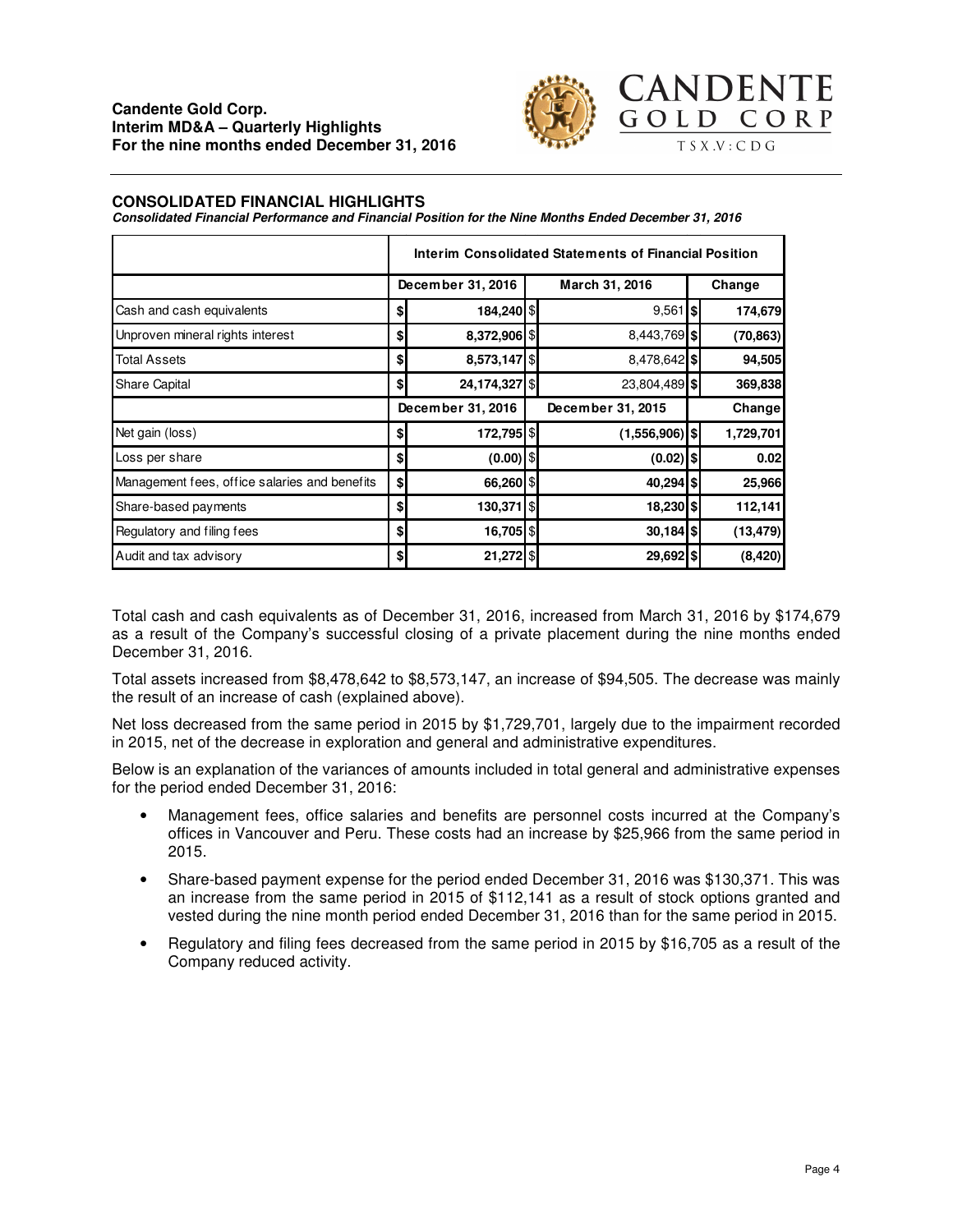## CONSOLIDATED FINANCIAL HIGHLIGHTS

***Consolidated Financial Performance and Financial Position for the Nine Months Ended December 31, 2016***

| | Interim Consolidated Statements of Financial Position | | |
|---|---|---|---|
| | December 31, 2016 | March 31, 2016 | Change |
| Cash and cash equivalents | $ 184,240 | $ 9,561 | $ 174,679 |
| Unproven mineral rights interest | $ 8,372,906 | $ 8,443,769 | $ (70,863) |
| Total Assets | $ 8,573,147 | $ 8,478,642 | $ 94,505 |
| Share Capital | $ 24,174,327 | $ 23,804,489 | $ 369,838 |
| | December 31, 2016 | December 31, 2015 | Change |
| Net gain (loss) | $ 172,795 | $ (1,556,906) | $ 1,729,701 |
| Loss per share | $ (0.00) | $ (0.02) | $ 0.02 |
| Management fees, office salaries and benefits | $ 66,260 | $ 40,294 | $ 25,966 |
| Share-based payments | $ 130,371 | $ 18,230 | $ 112,141 |
| Regulatory and filing fees | $ 16,705 | $ 30,184 | $ (13,479) |
| Audit and tax advisory | $ 21,272 | $ 29,692 | $ (8,420) |

Total cash and cash equivalents as of December 31, 2016, increased from March 31, 2016 by $174,679 as a result of the Company's successful closing of a private placement during the nine months ended December 31, 2016.

Total assets increased from $8,478,642 to $8,573,147, an increase of $94,505. The decrease was mainly the result of an increase of cash (explained above).

Net loss decreased from the same period in 2015 by $1,729,701, largely due to the impairment recorded in 2015, net of the decrease in exploration and general and administrative expenditures.

Below is an explanation of the variances of amounts included in total general and administrative expenses for the period ended December 31, 2016:

- Management fees, office salaries and benefits are personnel costs incurred at the Company's offices in Vancouver and Peru. These costs had an increase by $25,966 from the same period in 2015.
- Share-based payment expense for the period ended December 31, 2016 was $130,371. This was an increase from the same period in 2015 of $112,141 as a result of stock options granted and vested during the nine month period ended December 31, 2016 than for the same period in 2015.
- Regulatory and filing fees decreased from the same period in 2015 by $16,705 as a result of the Company reduced activity.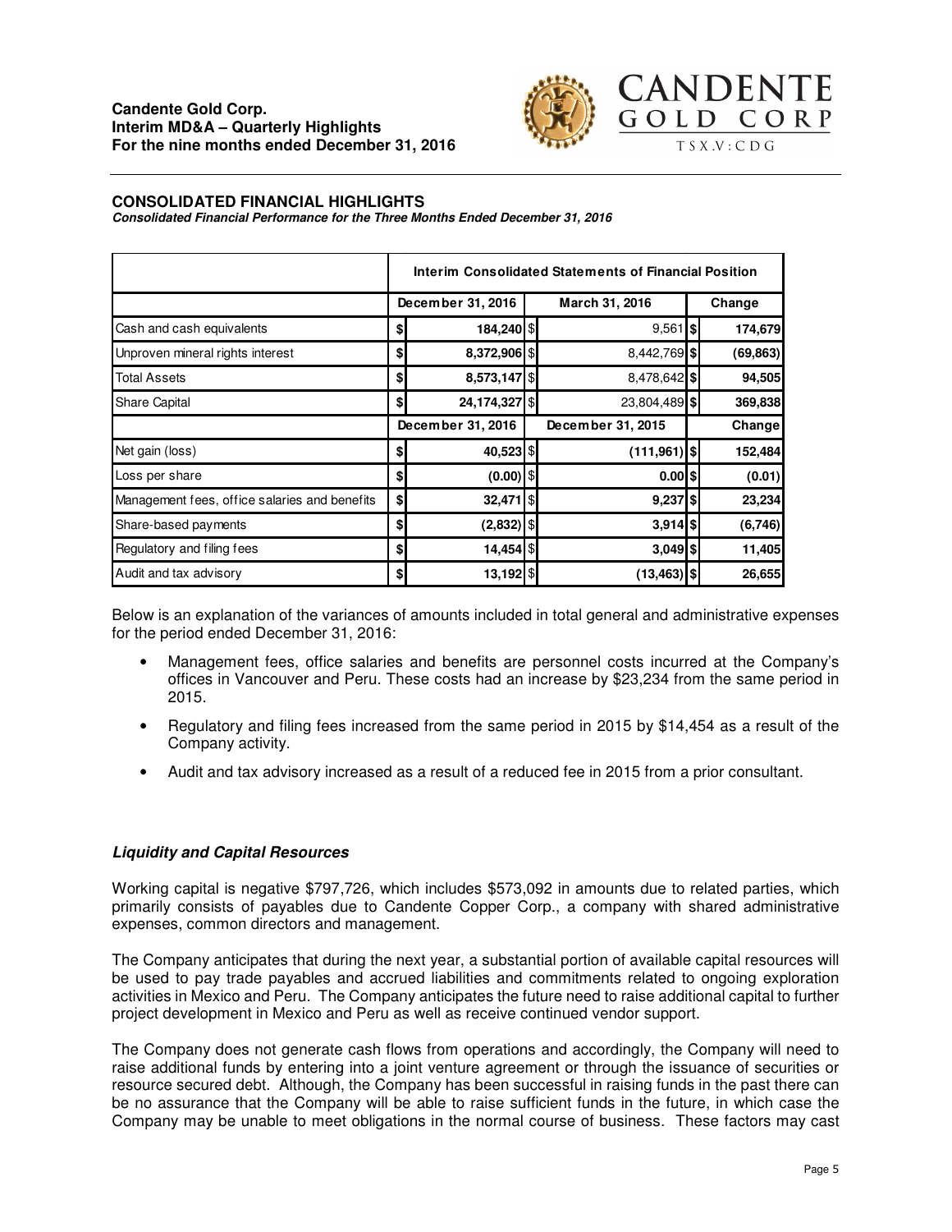## CONSOLIDATED FINANCIAL HIGHLIGHTS

***Consolidated Financial Performance for the Three Months Ended December 31, 2016***

| | Interim Consolidated Statements of Financial Position | | |
|---|---|---|---|
| | **December 31, 2016** | **March 31, 2016** | **Change** |
| Cash and cash equivalents | $ **184,240** | $ 9,561 | $ **174,679** |
| Unproven mineral rights interest | $ **8,372,906** | $ 8,442,769 | $ **(69,863)** |
| Total Assets | $ **8,573,147** | $ 8,478,642 | $ **94,505** |
| Share Capital | $ **24,174,327** | $ 23,804,489 | $ **369,838** |
| | **December 31, 2016** | **December 31, 2015** | **Change** |
| Net gain (loss) | $ **40,523** | $ **(111,961)** | $ **152,484** |
| Loss per share | $ **(0.00)** | $ **0.00** | $ **(0.01)** |
| Management fees, office salaries and benefits | $ **32,471** | $ **9,237** | $ **23,234** |
| Share-based payments | $ **(2,832)** | $ **3,914** | $ **(6,746)** |
| Regulatory and filing fees | $ **14,454** | $ **3,049** | $ **11,405** |
| Audit and tax advisory | $ **13,192** | $ **(13,463)** | $ **26,655** |

Below is an explanation of the variances of amounts included in total general and administrative expenses for the period ended December 31, 2016:

- Management fees, office salaries and benefits are personnel costs incurred at the Company's offices in Vancouver and Peru. These costs had an increase by $23,234 from the same period in 2015.
- Regulatory and filing fees increased from the same period in 2015 by $14,454 as a result of the Company activity.
- Audit and tax advisory increased as a result of a reduced fee in 2015 from a prior consultant.

### *Liquidity and Capital Resources*

Working capital is negative $797,726, which includes $573,092 in amounts due to related parties, which primarily consists of payables due to Candente Copper Corp., a company with shared administrative expenses, common directors and management.

The Company anticipates that during the next year, a substantial portion of available capital resources will be used to pay trade payables and accrued liabilities and commitments related to ongoing exploration activities in Mexico and Peru. The Company anticipates the future need to raise additional capital to further project development in Mexico and Peru as well as receive continued vendor support.

The Company does not generate cash flows from operations and accordingly, the Company will need to raise additional funds by entering into a joint venture agreement or through the issuance of securities or resource secured debt. Although, the Company has been successful in raising funds in the past there can be no assurance that the Company will be able to raise sufficient funds in the future, in which case the Company may be unable to meet obligations in the normal course of business. These factors may cast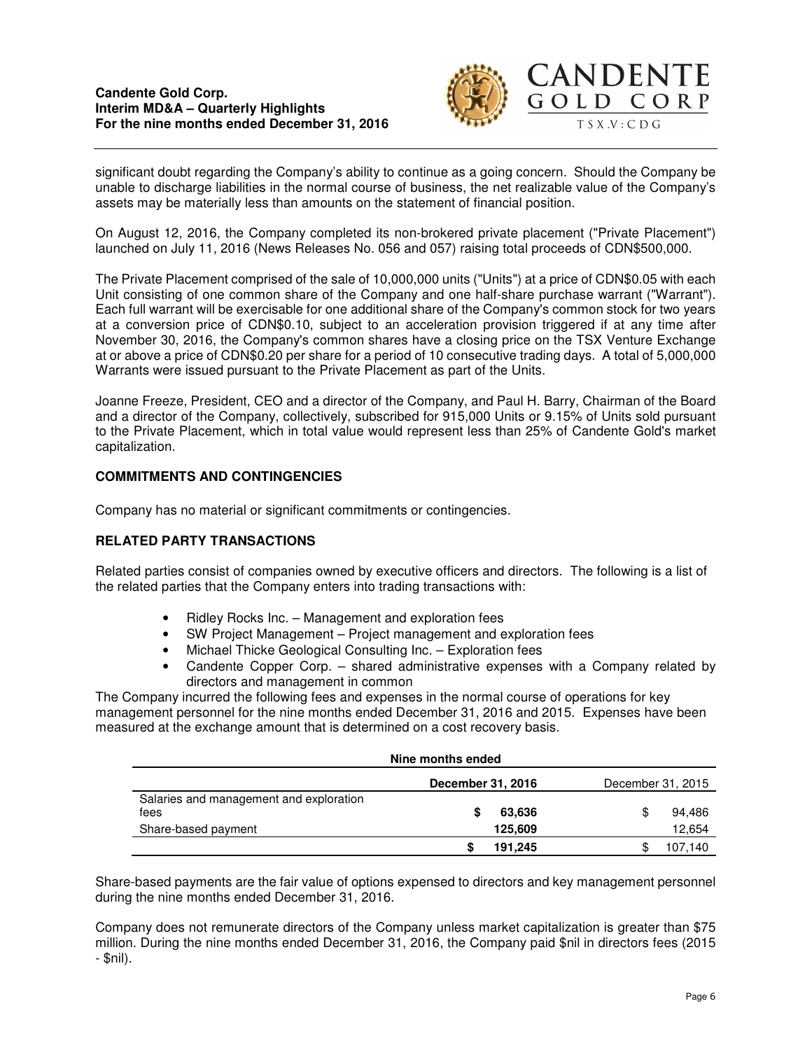significant doubt regarding the Company's ability to continue as a going concern. Should the Company be unable to discharge liabilities in the normal course of business, the net realizable value of the Company's assets may be materially less than amounts on the statement of financial position.

On August 12, 2016, the Company completed its non-brokered private placement ("Private Placement") launched on July 11, 2016 (News Releases No. 056 and 057) raising total proceeds of CDN$500,000.

The Private Placement comprised of the sale of 10,000,000 units ("Units") at a price of CDN$0.05 with each Unit consisting of one common share of the Company and one half-share purchase warrant ("Warrant"). Each full warrant will be exercisable for one additional share of the Company's common stock for two years at a conversion price of CDN$0.10, subject to an acceleration provision triggered if at any time after November 30, 2016, the Company's common shares have a closing price on the TSX Venture Exchange at or above a price of CDN$0.20 per share for a period of 10 consecutive trading days. A total of 5,000,000 Warrants were issued pursuant to the Private Placement as part of the Units.

Joanne Freeze, President, CEO and a director of the Company, and Paul H. Barry, Chairman of the Board and a director of the Company, collectively, subscribed for 915,000 Units or 9.15% of Units sold pursuant to the Private Placement, which in total value would represent less than 25% of Candente Gold's market capitalization.

## COMMITMENTS AND CONTINGENCIES

Company has no material or significant commitments or contingencies.

## RELATED PARTY TRANSACTIONS

Related parties consist of companies owned by executive officers and directors. The following is a list of the related parties that the Company enters into trading transactions with:

- Ridley Rocks Inc. – Management and exploration fees
- SW Project Management – Project management and exploration fees
- Michael Thicke Geological Consulting Inc. – Exploration fees
- Candente Copper Corp. – shared administrative expenses with a Company related by directors and management in common

The Company incurred the following fees and expenses in the normal course of operations for key management personnel for the nine months ended December 31, 2016 and 2015. Expenses have been measured at the exchange amount that is determined on a cost recovery basis.

| | Nine months ended | |
|---|---|---|
| | **December 31, 2016** | December 31, 2015 |
| Salaries and management and exploration fees | **$ 63,636** | $ 94,486 |
| Share-based payment | **125,609** | 12,654 |
| | **$ 191,245** | $ 107,140 |

Share-based payments are the fair value of options expensed to directors and key management personnel during the nine months ended December 31, 2016.

Company does not remunerate directors of the Company unless market capitalization is greater than $75 million. During the nine months ended December 31, 2016, the Company paid $nil in directors fees (2015 - $nil).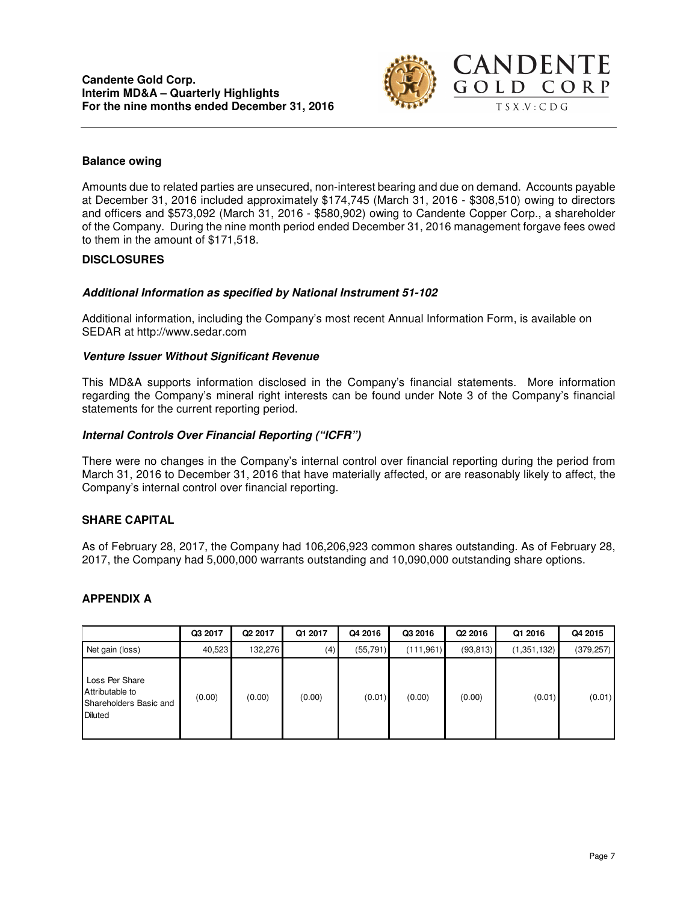### Balance owing

Amounts due to related parties are unsecured, non-interest bearing and due on demand. Accounts payable at December 31, 2016 included approximately $174,745 (March 31, 2016 - $308,510) owing to directors and officers and $573,092 (March 31, 2016 - $580,902) owing to Candente Copper Corp., a shareholder of the Company. During the nine month period ended December 31, 2016 management forgave fees owed to them in the amount of $171,518.

## DISCLOSURES

### *Additional Information as specified by National Instrument 51-102*

Additional information, including the Company's most recent Annual Information Form, is available on SEDAR at http://www.sedar.com

### *Venture Issuer Without Significant Revenue*

This MD&A supports information disclosed in the Company's financial statements. More information regarding the Company's mineral right interests can be found under Note 3 of the Company's financial statements for the current reporting period.

### *Internal Controls Over Financial Reporting ("ICFR")*

There were no changes in the Company's internal control over financial reporting during the period from March 31, 2016 to December 31, 2016 that have materially affected, or are reasonably likely to affect, the Company's internal control over financial reporting.

## SHARE CAPITAL

As of February 28, 2017, the Company had 106,206,923 common shares outstanding. As of February 28, 2017, the Company had 5,000,000 warrants outstanding and 10,090,000 outstanding share options.

## APPENDIX A

| | Q3 2017 | Q2 2017 | Q1 2017 | Q4 2016 | Q3 2016 | Q2 2016 | Q1 2016 | Q4 2015 |
|---|---|---|---|---|---|---|---|---|
| Net gain (loss) | 40,523 | 132,276 | (4) | (55,791) | (111,961) | (93,813) | (1,351,132) | (379,257) |
| Loss Per Share Attributable to Shareholders Basic and Diluted | (0.00) | (0.00) | (0.00) | (0.01) | (0.00) | (0.00) | (0.01) | (0.01) |